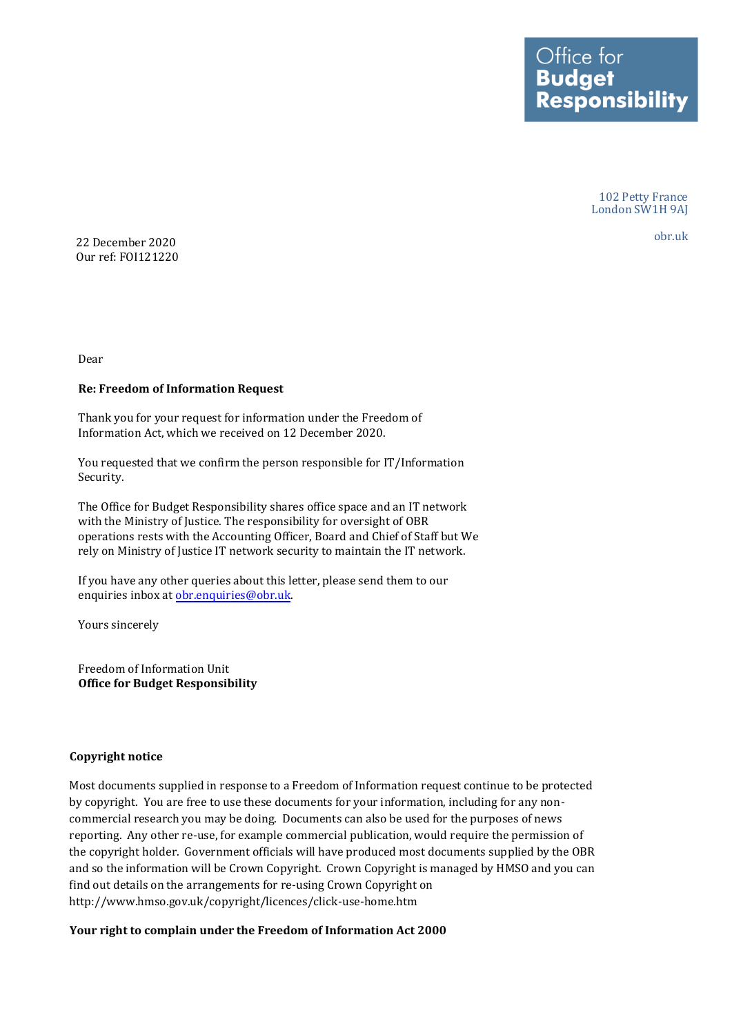Office for
**Budget Responsibility**

102 Petty France
London SW1H 9AJ

obr.uk

22 December 2020
Our ref: FOI121220

Dear

**Re: Freedom of Information Request**

Thank you for your request for information under the Freedom of Information Act, which we received on 12 December 2020.

You requested that we confirm the person responsible for IT/Information Security.

The Office for Budget Responsibility shares office space and an IT network with the Ministry of Justice. The responsibility for oversight of OBR operations rests with the Accounting Officer, Board and Chief of Staff but We rely on Ministry of Justice IT network security to maintain the IT network.

If you have any other queries about this letter, please send them to our enquiries inbox at obr.enquiries@obr.uk.

Yours sincerely

Freedom of Information Unit
**Office for Budget Responsibility**

**Copyright notice**

Most documents supplied in response to a Freedom of Information request continue to be protected by copyright. You are free to use these documents for your information, including for any non-commercial research you may be doing. Documents can also be used for the purposes of news reporting. Any other re-use, for example commercial publication, would require the permission of the copyright holder. Government officials will have produced most documents supplied by the OBR and so the information will be Crown Copyright. Crown Copyright is managed by HMSO and you can find out details on the arrangements for re-using Crown Copyright on http://www.hmso.gov.uk/copyright/licences/click-use-home.htm

**Your right to complain under the Freedom of Information Act 2000**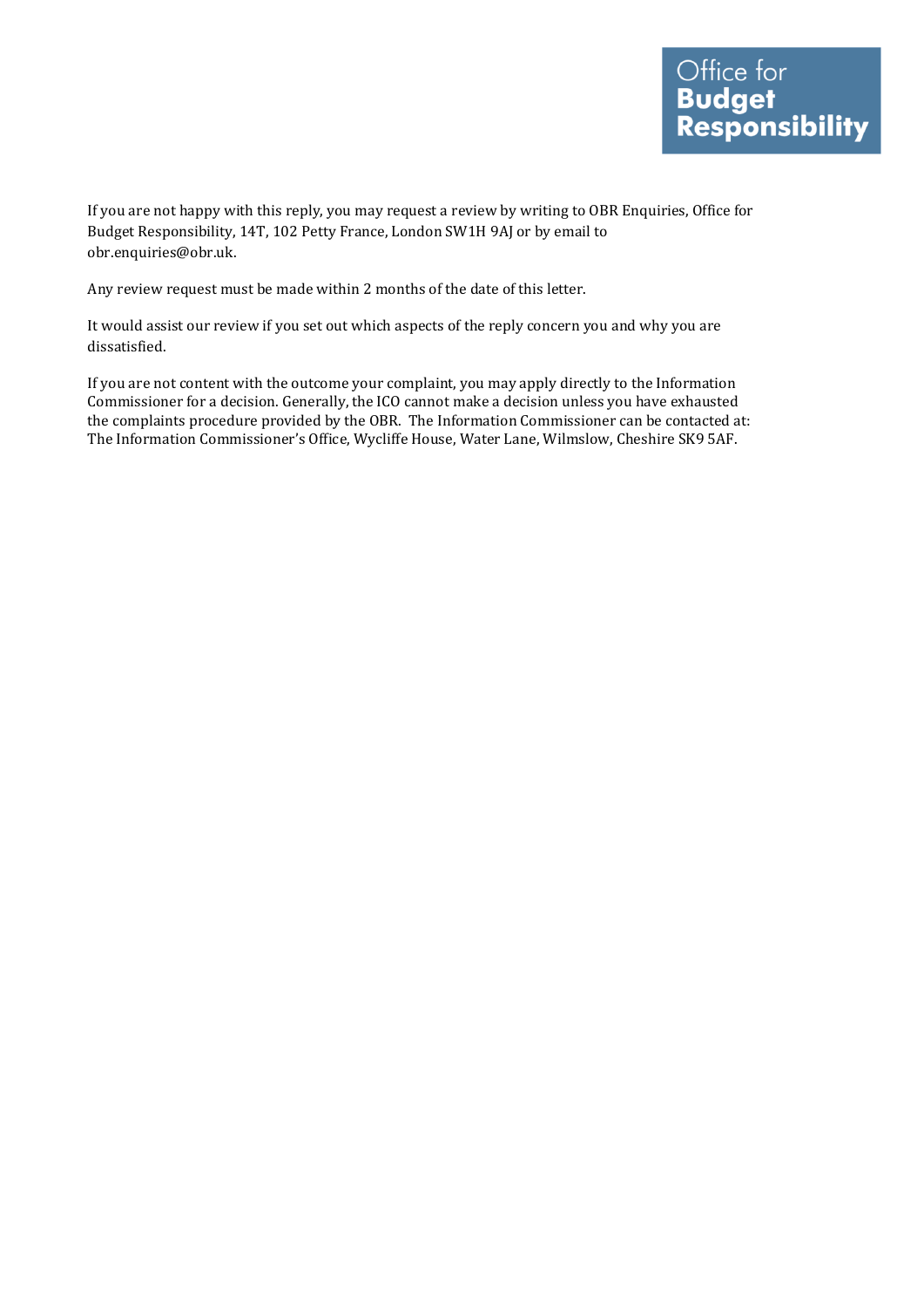If you are not happy with this reply, you may request a review by writing to OBR Enquiries, Office for Budget Responsibility, 14T, 102 Petty France, London SW1H 9AJ or by email to obr.enquiries@obr.uk.

Any review request must be made within 2 months of the date of this letter.

It would assist our review if you set out which aspects of the reply concern you and why you are dissatisfied.

If you are not content with the outcome your complaint, you may apply directly to the Information Commissioner for a decision. Generally, the ICO cannot make a decision unless you have exhausted the complaints procedure provided by the OBR. The Information Commissioner can be contacted at: The Information Commissioner's Office, Wycliffe House, Water Lane, Wilmslow, Cheshire SK9 5AF.